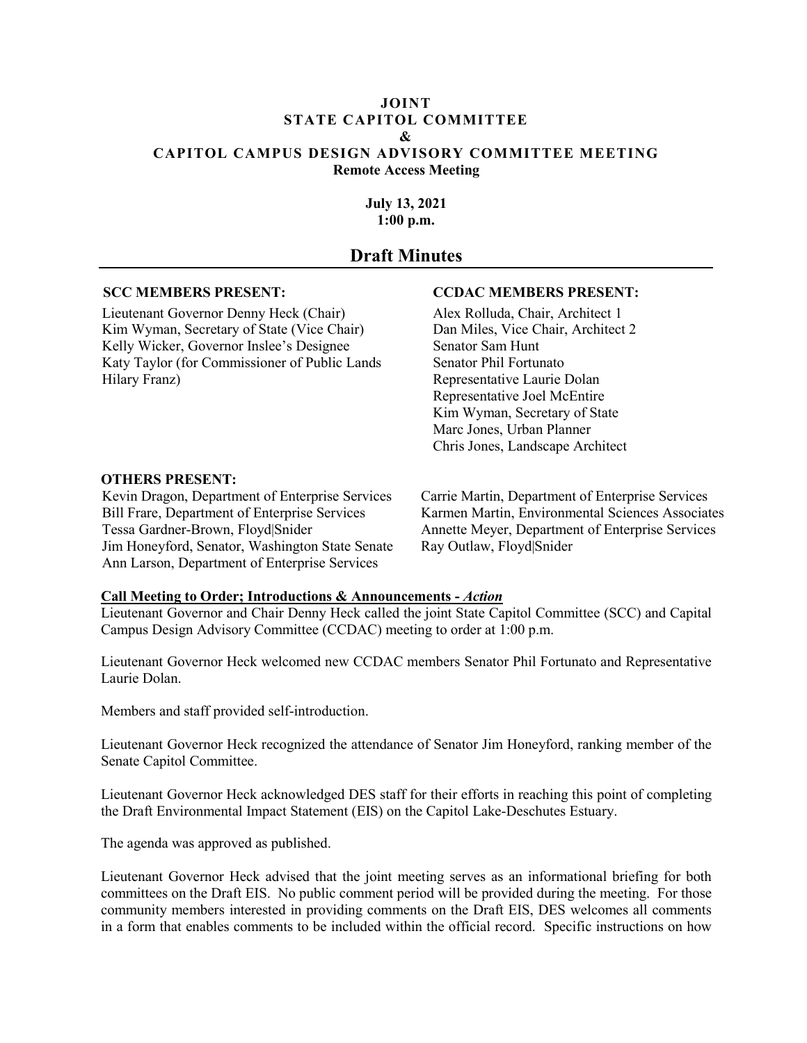# JOINT
# STATE CAPITOL COMMITTEE
# &
# CAPITOL CAMPUS DESIGN ADVISORY COMMITTEE MEETING

**Remote Access Meeting**

**July 13, 2021**
**1:00 p.m.**

## Draft Minutes

**SCC MEMBERS PRESENT:**

Lieutenant Governor Denny Heck (Chair)
Kim Wyman, Secretary of State (Vice Chair)
Kelly Wicker, Governor Inslee's Designee
Katy Taylor (for Commissioner of Public Lands Hilary Franz)

**CCDAC MEMBERS PRESENT:**

Alex Rolluda, Chair, Architect 1
Dan Miles, Vice Chair, Architect 2
Senator Sam Hunt
Senator Phil Fortunato
Representative Laurie Dolan
Representative Joel McEntire
Kim Wyman, Secretary of State
Marc Jones, Urban Planner
Chris Jones, Landscape Architect

**OTHERS PRESENT:**

Kevin Dragon, Department of Enterprise Services
Bill Frare, Department of Enterprise Services
Tessa Gardner-Brown, Floyd|Snider
Jim Honeyford, Senator, Washington State Senate
Ann Larson, Department of Enterprise Services
Carrie Martin, Department of Enterprise Services
Karmen Martin, Environmental Sciences Associates
Annette Meyer, Department of Enterprise Services
Ray Outlaw, Floyd|Snider

**Call Meeting to Order; Introductions & Announcements - *Action***

Lieutenant Governor and Chair Denny Heck called the joint State Capitol Committee (SCC) and Capital Campus Design Advisory Committee (CCDAC) meeting to order at 1:00 p.m.

Lieutenant Governor Heck welcomed new CCDAC members Senator Phil Fortunato and Representative Laurie Dolan.

Members and staff provided self-introduction.

Lieutenant Governor Heck recognized the attendance of Senator Jim Honeyford, ranking member of the Senate Capitol Committee.

Lieutenant Governor Heck acknowledged DES staff for their efforts in reaching this point of completing the Draft Environmental Impact Statement (EIS) on the Capitol Lake-Deschutes Estuary.

The agenda was approved as published.

Lieutenant Governor Heck advised that the joint meeting serves as an informational briefing for both committees on the Draft EIS. No public comment period will be provided during the meeting. For those community members interested in providing comments on the Draft EIS, DES welcomes all comments in a form that enables comments to be included within the official record. Specific instructions on how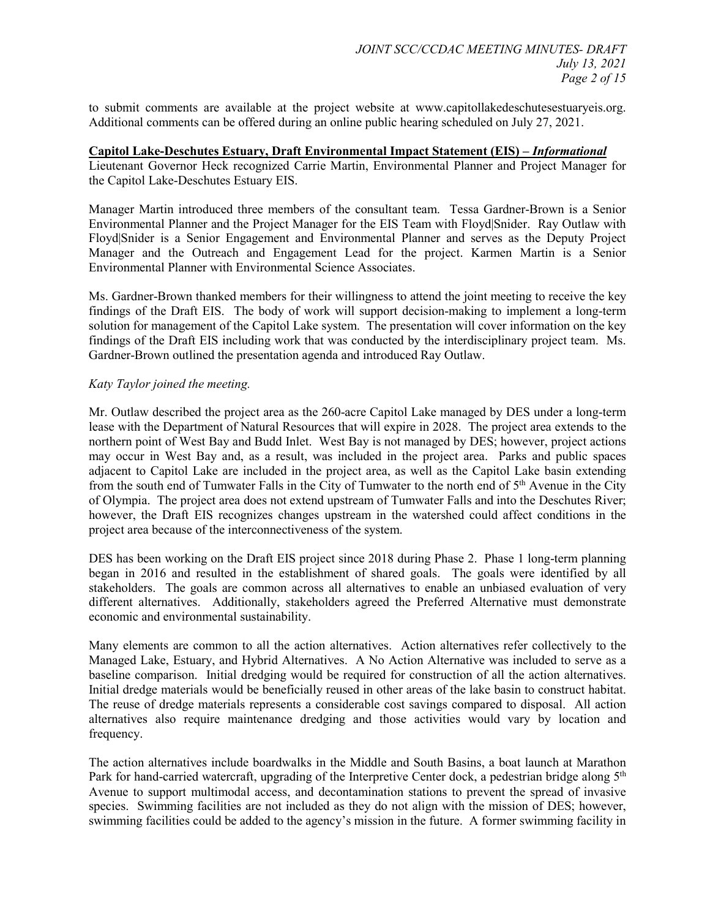to submit comments are available at the project website at www.capitollakedeschutesestuaryeis.org. Additional comments can be offered during an online public hearing scheduled on July 27, 2021.

**Capitol Lake-Deschutes Estuary, Draft Environmental Impact Statement (EIS) – *Informational***

Lieutenant Governor Heck recognized Carrie Martin, Environmental Planner and Project Manager for the Capitol Lake-Deschutes Estuary EIS.

Manager Martin introduced three members of the consultant team. Tessa Gardner-Brown is a Senior Environmental Planner and the Project Manager for the EIS Team with Floyd|Snider. Ray Outlaw with Floyd|Snider is a Senior Engagement and Environmental Planner and serves as the Deputy Project Manager and the Outreach and Engagement Lead for the project. Karmen Martin is a Senior Environmental Planner with Environmental Science Associates.

Ms. Gardner-Brown thanked members for their willingness to attend the joint meeting to receive the key findings of the Draft EIS. The body of work will support decision-making to implement a long-term solution for management of the Capitol Lake system. The presentation will cover information on the key findings of the Draft EIS including work that was conducted by the interdisciplinary project team. Ms. Gardner-Brown outlined the presentation agenda and introduced Ray Outlaw.

*Katy Taylor joined the meeting.*

Mr. Outlaw described the project area as the 260-acre Capitol Lake managed by DES under a long-term lease with the Department of Natural Resources that will expire in 2028. The project area extends to the northern point of West Bay and Budd Inlet. West Bay is not managed by DES; however, project actions may occur in West Bay and, as a result, was included in the project area. Parks and public spaces adjacent to Capitol Lake are included in the project area, as well as the Capitol Lake basin extending from the south end of Tumwater Falls in the City of Tumwater to the north end of 5th Avenue in the City of Olympia. The project area does not extend upstream of Tumwater Falls and into the Deschutes River; however, the Draft EIS recognizes changes upstream in the watershed could affect conditions in the project area because of the interconnectiveness of the system.

DES has been working on the Draft EIS project since 2018 during Phase 2. Phase 1 long-term planning began in 2016 and resulted in the establishment of shared goals. The goals were identified by all stakeholders. The goals are common across all alternatives to enable an unbiased evaluation of very different alternatives. Additionally, stakeholders agreed the Preferred Alternative must demonstrate economic and environmental sustainability.

Many elements are common to all the action alternatives. Action alternatives refer collectively to the Managed Lake, Estuary, and Hybrid Alternatives. A No Action Alternative was included to serve as a baseline comparison. Initial dredging would be required for construction of all the action alternatives. Initial dredge materials would be beneficially reused in other areas of the lake basin to construct habitat. The reuse of dredge materials represents a considerable cost savings compared to disposal. All action alternatives also require maintenance dredging and those activities would vary by location and frequency.

The action alternatives include boardwalks in the Middle and South Basins, a boat launch at Marathon Park for hand-carried watercraft, upgrading of the Interpretive Center dock, a pedestrian bridge along 5th Avenue to support multimodal access, and decontamination stations to prevent the spread of invasive species. Swimming facilities are not included as they do not align with the mission of DES; however, swimming facilities could be added to the agency's mission in the future. A former swimming facility in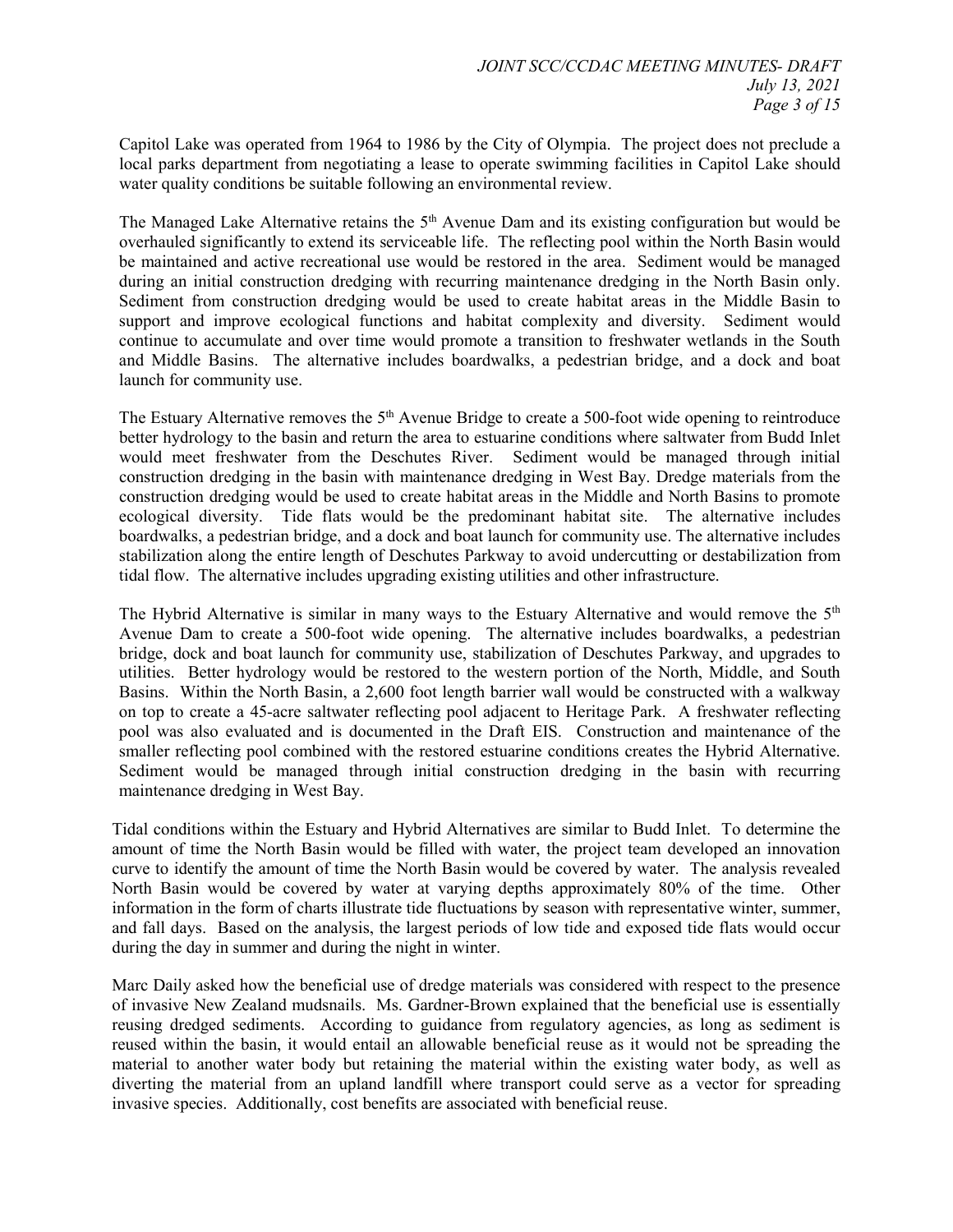Capitol Lake was operated from 1964 to 1986 by the City of Olympia. The project does not preclude a local parks department from negotiating a lease to operate swimming facilities in Capitol Lake should water quality conditions be suitable following an environmental review.

The Managed Lake Alternative retains the 5th Avenue Dam and its existing configuration but would be overhauled significantly to extend its serviceable life. The reflecting pool within the North Basin would be maintained and active recreational use would be restored in the area. Sediment would be managed during an initial construction dredging with recurring maintenance dredging in the North Basin only. Sediment from construction dredging would be used to create habitat areas in the Middle Basin to support and improve ecological functions and habitat complexity and diversity. Sediment would continue to accumulate and over time would promote a transition to freshwater wetlands in the South and Middle Basins. The alternative includes boardwalks, a pedestrian bridge, and a dock and boat launch for community use.

The Estuary Alternative removes the 5th Avenue Bridge to create a 500-foot wide opening to reintroduce better hydrology to the basin and return the area to estuarine conditions where saltwater from Budd Inlet would meet freshwater from the Deschutes River. Sediment would be managed through initial construction dredging in the basin with maintenance dredging in West Bay. Dredge materials from the construction dredging would be used to create habitat areas in the Middle and North Basins to promote ecological diversity. Tide flats would be the predominant habitat site. The alternative includes boardwalks, a pedestrian bridge, and a dock and boat launch for community use. The alternative includes stabilization along the entire length of Deschutes Parkway to avoid undercutting or destabilization from tidal flow. The alternative includes upgrading existing utilities and other infrastructure.

The Hybrid Alternative is similar in many ways to the Estuary Alternative and would remove the 5th Avenue Dam to create a 500-foot wide opening. The alternative includes boardwalks, a pedestrian bridge, dock and boat launch for community use, stabilization of Deschutes Parkway, and upgrades to utilities. Better hydrology would be restored to the western portion of the North, Middle, and South Basins. Within the North Basin, a 2,600 foot length barrier wall would be constructed with a walkway on top to create a 45-acre saltwater reflecting pool adjacent to Heritage Park. A freshwater reflecting pool was also evaluated and is documented in the Draft EIS. Construction and maintenance of the smaller reflecting pool combined with the restored estuarine conditions creates the Hybrid Alternative. Sediment would be managed through initial construction dredging in the basin with recurring maintenance dredging in West Bay.

Tidal conditions within the Estuary and Hybrid Alternatives are similar to Budd Inlet. To determine the amount of time the North Basin would be filled with water, the project team developed an innovation curve to identify the amount of time the North Basin would be covered by water. The analysis revealed North Basin would be covered by water at varying depths approximately 80% of the time. Other information in the form of charts illustrate tide fluctuations by season with representative winter, summer, and fall days. Based on the analysis, the largest periods of low tide and exposed tide flats would occur during the day in summer and during the night in winter.

Marc Daily asked how the beneficial use of dredge materials was considered with respect to the presence of invasive New Zealand mudsnails. Ms. Gardner-Brown explained that the beneficial use is essentially reusing dredged sediments. According to guidance from regulatory agencies, as long as sediment is reused within the basin, it would entail an allowable beneficial reuse as it would not be spreading the material to another water body but retaining the material within the existing water body, as well as diverting the material from an upland landfill where transport could serve as a vector for spreading invasive species. Additionally, cost benefits are associated with beneficial reuse.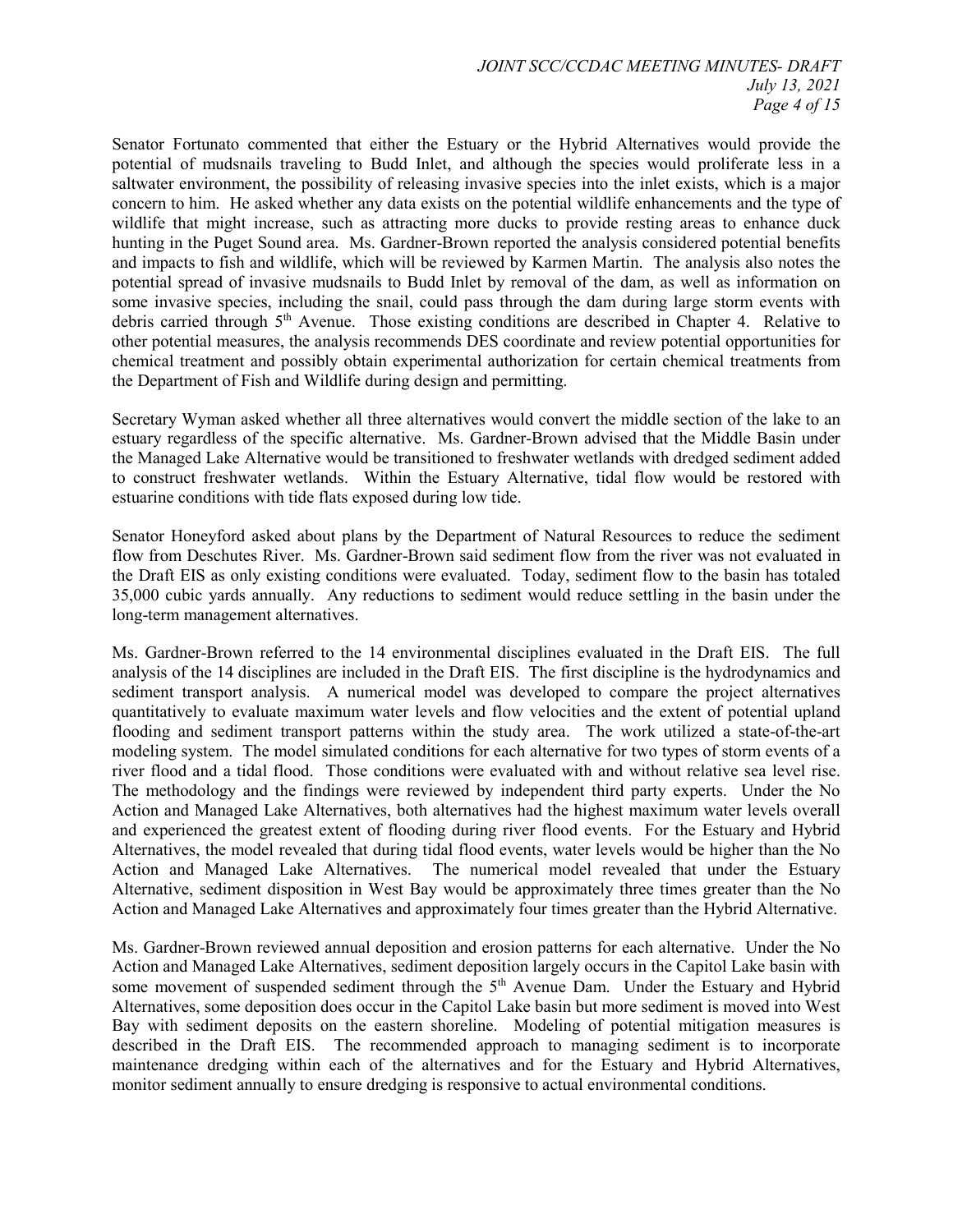Senator Fortunato commented that either the Estuary or the Hybrid Alternatives would provide the potential of mudsnails traveling to Budd Inlet, and although the species would proliferate less in a saltwater environment, the possibility of releasing invasive species into the inlet exists, which is a major concern to him. He asked whether any data exists on the potential wildlife enhancements and the type of wildlife that might increase, such as attracting more ducks to provide resting areas to enhance duck hunting in the Puget Sound area. Ms. Gardner-Brown reported the analysis considered potential benefits and impacts to fish and wildlife, which will be reviewed by Karmen Martin. The analysis also notes the potential spread of invasive mudsnails to Budd Inlet by removal of the dam, as well as information on some invasive species, including the snail, could pass through the dam during large storm events with debris carried through 5th Avenue. Those existing conditions are described in Chapter 4. Relative to other potential measures, the analysis recommends DES coordinate and review potential opportunities for chemical treatment and possibly obtain experimental authorization for certain chemical treatments from the Department of Fish and Wildlife during design and permitting.

Secretary Wyman asked whether all three alternatives would convert the middle section of the lake to an estuary regardless of the specific alternative. Ms. Gardner-Brown advised that the Middle Basin under the Managed Lake Alternative would be transitioned to freshwater wetlands with dredged sediment added to construct freshwater wetlands. Within the Estuary Alternative, tidal flow would be restored with estuarine conditions with tide flats exposed during low tide.

Senator Honeyford asked about plans by the Department of Natural Resources to reduce the sediment flow from Deschutes River. Ms. Gardner-Brown said sediment flow from the river was not evaluated in the Draft EIS as only existing conditions were evaluated. Today, sediment flow to the basin has totaled 35,000 cubic yards annually. Any reductions to sediment would reduce settling in the basin under the long-term management alternatives.

Ms. Gardner-Brown referred to the 14 environmental disciplines evaluated in the Draft EIS. The full analysis of the 14 disciplines are included in the Draft EIS. The first discipline is the hydrodynamics and sediment transport analysis. A numerical model was developed to compare the project alternatives quantitatively to evaluate maximum water levels and flow velocities and the extent of potential upland flooding and sediment transport patterns within the study area. The work utilized a state-of-the-art modeling system. The model simulated conditions for each alternative for two types of storm events of a river flood and a tidal flood. Those conditions were evaluated with and without relative sea level rise. The methodology and the findings were reviewed by independent third party experts. Under the No Action and Managed Lake Alternatives, both alternatives had the highest maximum water levels overall and experienced the greatest extent of flooding during river flood events. For the Estuary and Hybrid Alternatives, the model revealed that during tidal flood events, water levels would be higher than the No Action and Managed Lake Alternatives. The numerical model revealed that under the Estuary Alternative, sediment disposition in West Bay would be approximately three times greater than the No Action and Managed Lake Alternatives and approximately four times greater than the Hybrid Alternative.

Ms. Gardner-Brown reviewed annual deposition and erosion patterns for each alternative. Under the No Action and Managed Lake Alternatives, sediment deposition largely occurs in the Capitol Lake basin with some movement of suspended sediment through the 5th Avenue Dam. Under the Estuary and Hybrid Alternatives, some deposition does occur in the Capitol Lake basin but more sediment is moved into West Bay with sediment deposits on the eastern shoreline. Modeling of potential mitigation measures is described in the Draft EIS. The recommended approach to managing sediment is to incorporate maintenance dredging within each of the alternatives and for the Estuary and Hybrid Alternatives, monitor sediment annually to ensure dredging is responsive to actual environmental conditions.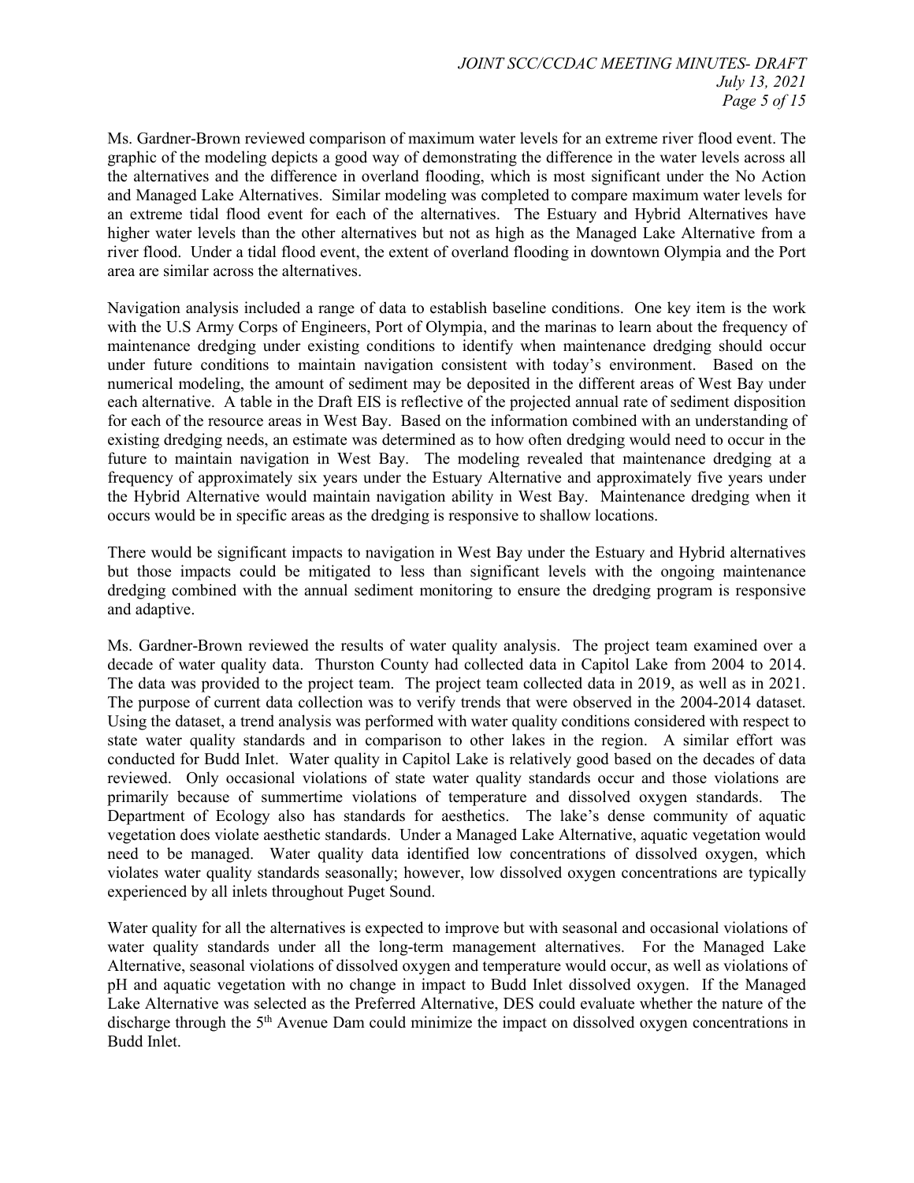Ms. Gardner-Brown reviewed comparison of maximum water levels for an extreme river flood event. The graphic of the modeling depicts a good way of demonstrating the difference in the water levels across all the alternatives and the difference in overland flooding, which is most significant under the No Action and Managed Lake Alternatives. Similar modeling was completed to compare maximum water levels for an extreme tidal flood event for each of the alternatives. The Estuary and Hybrid Alternatives have higher water levels than the other alternatives but not as high as the Managed Lake Alternative from a river flood. Under a tidal flood event, the extent of overland flooding in downtown Olympia and the Port area are similar across the alternatives.

Navigation analysis included a range of data to establish baseline conditions. One key item is the work with the U.S Army Corps of Engineers, Port of Olympia, and the marinas to learn about the frequency of maintenance dredging under existing conditions to identify when maintenance dredging should occur under future conditions to maintain navigation consistent with today's environment. Based on the numerical modeling, the amount of sediment may be deposited in the different areas of West Bay under each alternative. A table in the Draft EIS is reflective of the projected annual rate of sediment disposition for each of the resource areas in West Bay. Based on the information combined with an understanding of existing dredging needs, an estimate was determined as to how often dredging would need to occur in the future to maintain navigation in West Bay. The modeling revealed that maintenance dredging at a frequency of approximately six years under the Estuary Alternative and approximately five years under the Hybrid Alternative would maintain navigation ability in West Bay. Maintenance dredging when it occurs would be in specific areas as the dredging is responsive to shallow locations.

There would be significant impacts to navigation in West Bay under the Estuary and Hybrid alternatives but those impacts could be mitigated to less than significant levels with the ongoing maintenance dredging combined with the annual sediment monitoring to ensure the dredging program is responsive and adaptive.

Ms. Gardner-Brown reviewed the results of water quality analysis. The project team examined over a decade of water quality data. Thurston County had collected data in Capitol Lake from 2004 to 2014. The data was provided to the project team. The project team collected data in 2019, as well as in 2021. The purpose of current data collection was to verify trends that were observed in the 2004-2014 dataset. Using the dataset, a trend analysis was performed with water quality conditions considered with respect to state water quality standards and in comparison to other lakes in the region. A similar effort was conducted for Budd Inlet. Water quality in Capitol Lake is relatively good based on the decades of data reviewed. Only occasional violations of state water quality standards occur and those violations are primarily because of summertime violations of temperature and dissolved oxygen standards. The Department of Ecology also has standards for aesthetics. The lake's dense community of aquatic vegetation does violate aesthetic standards. Under a Managed Lake Alternative, aquatic vegetation would need to be managed. Water quality data identified low concentrations of dissolved oxygen, which violates water quality standards seasonally; however, low dissolved oxygen concentrations are typically experienced by all inlets throughout Puget Sound.

Water quality for all the alternatives is expected to improve but with seasonal and occasional violations of water quality standards under all the long-term management alternatives. For the Managed Lake Alternative, seasonal violations of dissolved oxygen and temperature would occur, as well as violations of pH and aquatic vegetation with no change in impact to Budd Inlet dissolved oxygen. If the Managed Lake Alternative was selected as the Preferred Alternative, DES could evaluate whether the nature of the discharge through the 5th Avenue Dam could minimize the impact on dissolved oxygen concentrations in Budd Inlet.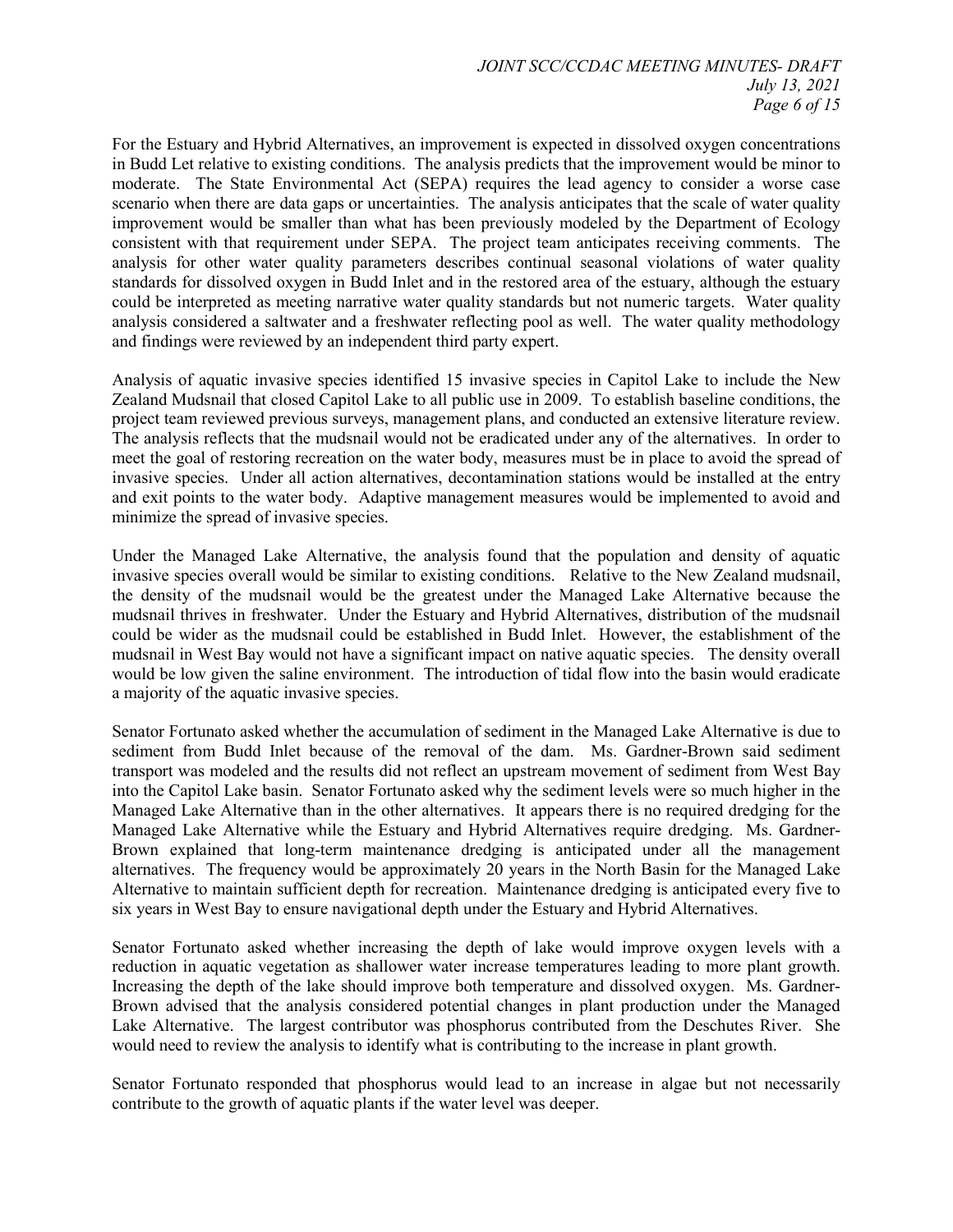For the Estuary and Hybrid Alternatives, an improvement is expected in dissolved oxygen concentrations in Budd Let relative to existing conditions. The analysis predicts that the improvement would be minor to moderate. The State Environmental Act (SEPA) requires the lead agency to consider a worse case scenario when there are data gaps or uncertainties. The analysis anticipates that the scale of water quality improvement would be smaller than what has been previously modeled by the Department of Ecology consistent with that requirement under SEPA. The project team anticipates receiving comments. The analysis for other water quality parameters describes continual seasonal violations of water quality standards for dissolved oxygen in Budd Inlet and in the restored area of the estuary, although the estuary could be interpreted as meeting narrative water quality standards but not numeric targets. Water quality analysis considered a saltwater and a freshwater reflecting pool as well. The water quality methodology and findings were reviewed by an independent third party expert.

Analysis of aquatic invasive species identified 15 invasive species in Capitol Lake to include the New Zealand Mudsnail that closed Capitol Lake to all public use in 2009. To establish baseline conditions, the project team reviewed previous surveys, management plans, and conducted an extensive literature review. The analysis reflects that the mudsnail would not be eradicated under any of the alternatives. In order to meet the goal of restoring recreation on the water body, measures must be in place to avoid the spread of invasive species. Under all action alternatives, decontamination stations would be installed at the entry and exit points to the water body. Adaptive management measures would be implemented to avoid and minimize the spread of invasive species.

Under the Managed Lake Alternative, the analysis found that the population and density of aquatic invasive species overall would be similar to existing conditions. Relative to the New Zealand mudsnail, the density of the mudsnail would be the greatest under the Managed Lake Alternative because the mudsnail thrives in freshwater. Under the Estuary and Hybrid Alternatives, distribution of the mudsnail could be wider as the mudsnail could be established in Budd Inlet. However, the establishment of the mudsnail in West Bay would not have a significant impact on native aquatic species. The density overall would be low given the saline environment. The introduction of tidal flow into the basin would eradicate a majority of the aquatic invasive species.

Senator Fortunato asked whether the accumulation of sediment in the Managed Lake Alternative is due to sediment from Budd Inlet because of the removal of the dam. Ms. Gardner-Brown said sediment transport was modeled and the results did not reflect an upstream movement of sediment from West Bay into the Capitol Lake basin. Senator Fortunato asked why the sediment levels were so much higher in the Managed Lake Alternative than in the other alternatives. It appears there is no required dredging for the Managed Lake Alternative while the Estuary and Hybrid Alternatives require dredging. Ms. Gardner-Brown explained that long-term maintenance dredging is anticipated under all the management alternatives. The frequency would be approximately 20 years in the North Basin for the Managed Lake Alternative to maintain sufficient depth for recreation. Maintenance dredging is anticipated every five to six years in West Bay to ensure navigational depth under the Estuary and Hybrid Alternatives.

Senator Fortunato asked whether increasing the depth of lake would improve oxygen levels with a reduction in aquatic vegetation as shallower water increase temperatures leading to more plant growth. Increasing the depth of the lake should improve both temperature and dissolved oxygen. Ms. Gardner-Brown advised that the analysis considered potential changes in plant production under the Managed Lake Alternative. The largest contributor was phosphorus contributed from the Deschutes River. She would need to review the analysis to identify what is contributing to the increase in plant growth.

Senator Fortunato responded that phosphorus would lead to an increase in algae but not necessarily contribute to the growth of aquatic plants if the water level was deeper.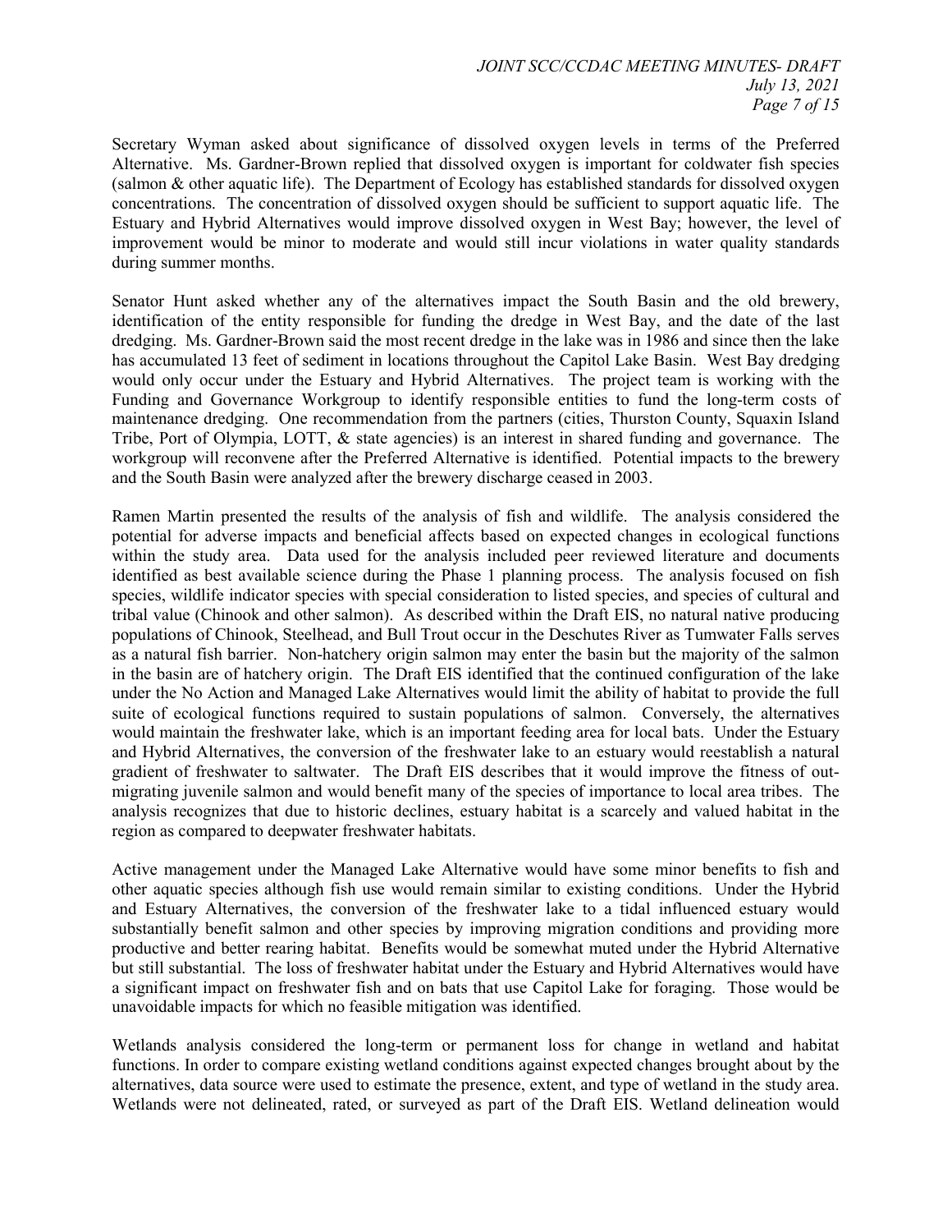Secretary Wyman asked about significance of dissolved oxygen levels in terms of the Preferred Alternative. Ms. Gardner-Brown replied that dissolved oxygen is important for coldwater fish species (salmon & other aquatic life). The Department of Ecology has established standards for dissolved oxygen concentrations. The concentration of dissolved oxygen should be sufficient to support aquatic life. The Estuary and Hybrid Alternatives would improve dissolved oxygen in West Bay; however, the level of improvement would be minor to moderate and would still incur violations in water quality standards during summer months.

Senator Hunt asked whether any of the alternatives impact the South Basin and the old brewery, identification of the entity responsible for funding the dredge in West Bay, and the date of the last dredging. Ms. Gardner-Brown said the most recent dredge in the lake was in 1986 and since then the lake has accumulated 13 feet of sediment in locations throughout the Capitol Lake Basin. West Bay dredging would only occur under the Estuary and Hybrid Alternatives. The project team is working with the Funding and Governance Workgroup to identify responsible entities to fund the long-term costs of maintenance dredging. One recommendation from the partners (cities, Thurston County, Squaxin Island Tribe, Port of Olympia, LOTT, & state agencies) is an interest in shared funding and governance. The workgroup will reconvene after the Preferred Alternative is identified. Potential impacts to the brewery and the South Basin were analyzed after the brewery discharge ceased in 2003.

Ramen Martin presented the results of the analysis of fish and wildlife. The analysis considered the potential for adverse impacts and beneficial affects based on expected changes in ecological functions within the study area. Data used for the analysis included peer reviewed literature and documents identified as best available science during the Phase 1 planning process. The analysis focused on fish species, wildlife indicator species with special consideration to listed species, and species of cultural and tribal value (Chinook and other salmon). As described within the Draft EIS, no natural native producing populations of Chinook, Steelhead, and Bull Trout occur in the Deschutes River as Tumwater Falls serves as a natural fish barrier. Non-hatchery origin salmon may enter the basin but the majority of the salmon in the basin are of hatchery origin. The Draft EIS identified that the continued configuration of the lake under the No Action and Managed Lake Alternatives would limit the ability of habitat to provide the full suite of ecological functions required to sustain populations of salmon. Conversely, the alternatives would maintain the freshwater lake, which is an important feeding area for local bats. Under the Estuary and Hybrid Alternatives, the conversion of the freshwater lake to an estuary would reestablish a natural gradient of freshwater to saltwater. The Draft EIS describes that it would improve the fitness of out-migrating juvenile salmon and would benefit many of the species of importance to local area tribes. The analysis recognizes that due to historic declines, estuary habitat is a scarcely and valued habitat in the region as compared to deepwater freshwater habitats.

Active management under the Managed Lake Alternative would have some minor benefits to fish and other aquatic species although fish use would remain similar to existing conditions. Under the Hybrid and Estuary Alternatives, the conversion of the freshwater lake to a tidal influenced estuary would substantially benefit salmon and other species by improving migration conditions and providing more productive and better rearing habitat. Benefits would be somewhat muted under the Hybrid Alternative but still substantial. The loss of freshwater habitat under the Estuary and Hybrid Alternatives would have a significant impact on freshwater fish and on bats that use Capitol Lake for foraging. Those would be unavoidable impacts for which no feasible mitigation was identified.

Wetlands analysis considered the long-term or permanent loss for change in wetland and habitat functions. In order to compare existing wetland conditions against expected changes brought about by the alternatives, data source were used to estimate the presence, extent, and type of wetland in the study area. Wetlands were not delineated, rated, or surveyed as part of the Draft EIS. Wetland delineation would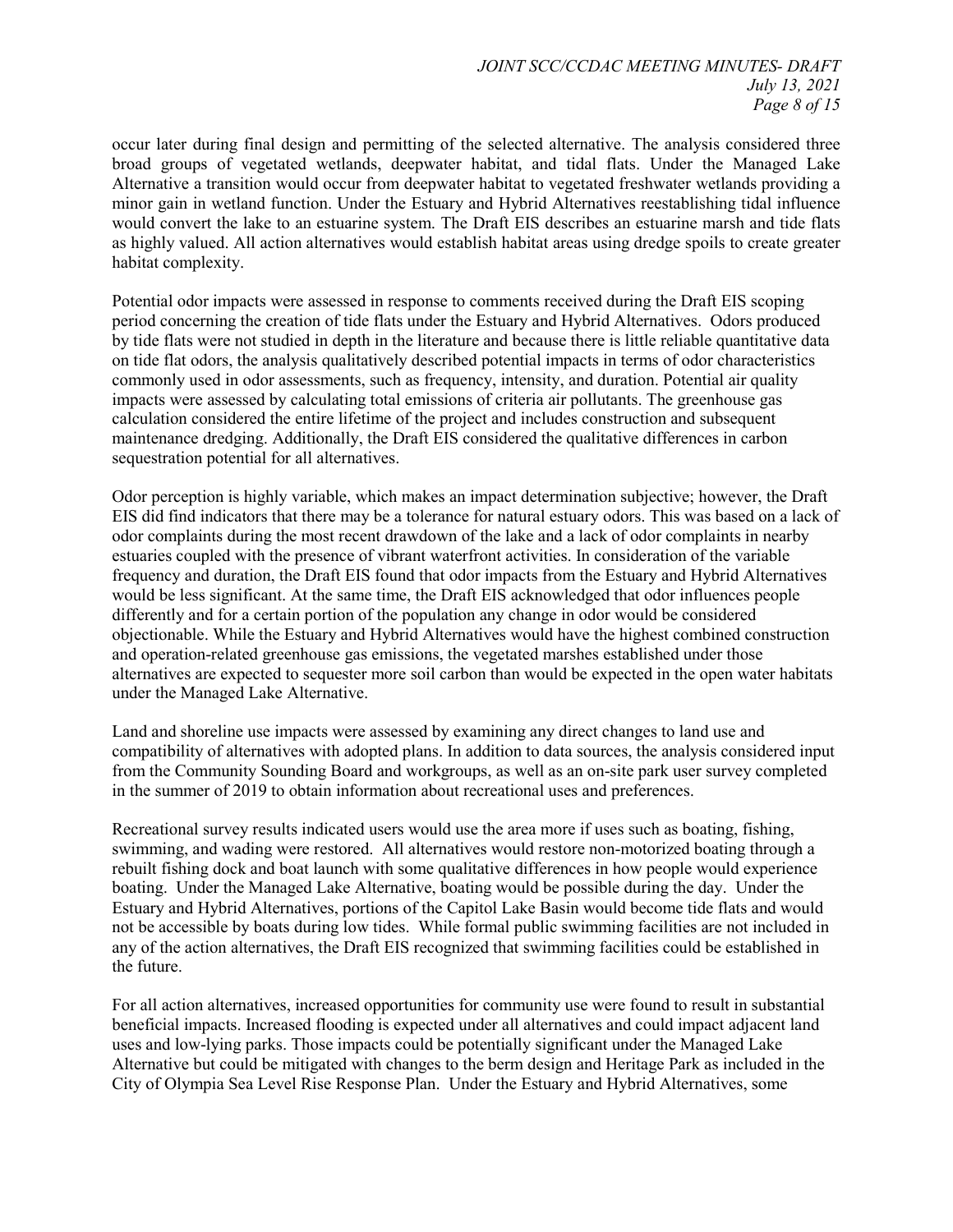occur later during final design and permitting of the selected alternative. The analysis considered three broad groups of vegetated wetlands, deepwater habitat, and tidal flats. Under the Managed Lake Alternative a transition would occur from deepwater habitat to vegetated freshwater wetlands providing a minor gain in wetland function. Under the Estuary and Hybrid Alternatives reestablishing tidal influence would convert the lake to an estuarine system. The Draft EIS describes an estuarine marsh and tide flats as highly valued. All action alternatives would establish habitat areas using dredge spoils to create greater habitat complexity.

Potential odor impacts were assessed in response to comments received during the Draft EIS scoping period concerning the creation of tide flats under the Estuary and Hybrid Alternatives. Odors produced by tide flats were not studied in depth in the literature and because there is little reliable quantitative data on tide flat odors, the analysis qualitatively described potential impacts in terms of odor characteristics commonly used in odor assessments, such as frequency, intensity, and duration. Potential air quality impacts were assessed by calculating total emissions of criteria air pollutants. The greenhouse gas calculation considered the entire lifetime of the project and includes construction and subsequent maintenance dredging. Additionally, the Draft EIS considered the qualitative differences in carbon sequestration potential for all alternatives.

Odor perception is highly variable, which makes an impact determination subjective; however, the Draft EIS did find indicators that there may be a tolerance for natural estuary odors. This was based on a lack of odor complaints during the most recent drawdown of the lake and a lack of odor complaints in nearby estuaries coupled with the presence of vibrant waterfront activities. In consideration of the variable frequency and duration, the Draft EIS found that odor impacts from the Estuary and Hybrid Alternatives would be less significant. At the same time, the Draft EIS acknowledged that odor influences people differently and for a certain portion of the population any change in odor would be considered objectionable. While the Estuary and Hybrid Alternatives would have the highest combined construction and operation-related greenhouse gas emissions, the vegetated marshes established under those alternatives are expected to sequester more soil carbon than would be expected in the open water habitats under the Managed Lake Alternative.

Land and shoreline use impacts were assessed by examining any direct changes to land use and compatibility of alternatives with adopted plans. In addition to data sources, the analysis considered input from the Community Sounding Board and workgroups, as well as an on-site park user survey completed in the summer of 2019 to obtain information about recreational uses and preferences.

Recreational survey results indicated users would use the area more if uses such as boating, fishing, swimming, and wading were restored. All alternatives would restore non-motorized boating through a rebuilt fishing dock and boat launch with some qualitative differences in how people would experience boating. Under the Managed Lake Alternative, boating would be possible during the day. Under the Estuary and Hybrid Alternatives, portions of the Capitol Lake Basin would become tide flats and would not be accessible by boats during low tides. While formal public swimming facilities are not included in any of the action alternatives, the Draft EIS recognized that swimming facilities could be established in the future.

For all action alternatives, increased opportunities for community use were found to result in substantial beneficial impacts. Increased flooding is expected under all alternatives and could impact adjacent land uses and low-lying parks. Those impacts could be potentially significant under the Managed Lake Alternative but could be mitigated with changes to the berm design and Heritage Park as included in the City of Olympia Sea Level Rise Response Plan. Under the Estuary and Hybrid Alternatives, some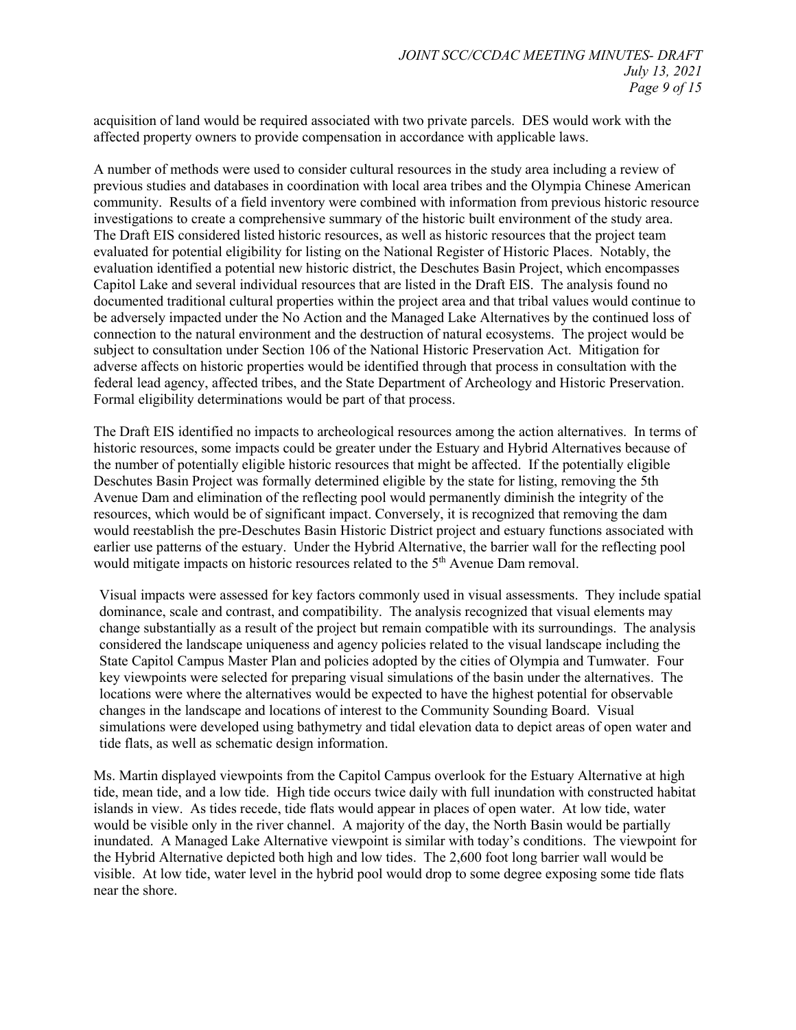acquisition of land would be required associated with two private parcels. DES would work with the affected property owners to provide compensation in accordance with applicable laws.

A number of methods were used to consider cultural resources in the study area including a review of previous studies and databases in coordination with local area tribes and the Olympia Chinese American community. Results of a field inventory were combined with information from previous historic resource investigations to create a comprehensive summary of the historic built environment of the study area. The Draft EIS considered listed historic resources, as well as historic resources that the project team evaluated for potential eligibility for listing on the National Register of Historic Places. Notably, the evaluation identified a potential new historic district, the Deschutes Basin Project, which encompasses Capitol Lake and several individual resources that are listed in the Draft EIS. The analysis found no documented traditional cultural properties within the project area and that tribal values would continue to be adversely impacted under the No Action and the Managed Lake Alternatives by the continued loss of connection to the natural environment and the destruction of natural ecosystems. The project would be subject to consultation under Section 106 of the National Historic Preservation Act. Mitigation for adverse affects on historic properties would be identified through that process in consultation with the federal lead agency, affected tribes, and the State Department of Archeology and Historic Preservation. Formal eligibility determinations would be part of that process.

The Draft EIS identified no impacts to archeological resources among the action alternatives. In terms of historic resources, some impacts could be greater under the Estuary and Hybrid Alternatives because of the number of potentially eligible historic resources that might be affected. If the potentially eligible Deschutes Basin Project was formally determined eligible by the state for listing, removing the 5th Avenue Dam and elimination of the reflecting pool would permanently diminish the integrity of the resources, which would be of significant impact. Conversely, it is recognized that removing the dam would reestablish the pre-Deschutes Basin Historic District project and estuary functions associated with earlier use patterns of the estuary. Under the Hybrid Alternative, the barrier wall for the reflecting pool would mitigate impacts on historic resources related to the 5th Avenue Dam removal.

Visual impacts were assessed for key factors commonly used in visual assessments. They include spatial dominance, scale and contrast, and compatibility. The analysis recognized that visual elements may change substantially as a result of the project but remain compatible with its surroundings. The analysis considered the landscape uniqueness and agency policies related to the visual landscape including the State Capitol Campus Master Plan and policies adopted by the cities of Olympia and Tumwater. Four key viewpoints were selected for preparing visual simulations of the basin under the alternatives. The locations were where the alternatives would be expected to have the highest potential for observable changes in the landscape and locations of interest to the Community Sounding Board. Visual simulations were developed using bathymetry and tidal elevation data to depict areas of open water and tide flats, as well as schematic design information.

Ms. Martin displayed viewpoints from the Capitol Campus overlook for the Estuary Alternative at high tide, mean tide, and a low tide. High tide occurs twice daily with full inundation with constructed habitat islands in view. As tides recede, tide flats would appear in places of open water. At low tide, water would be visible only in the river channel. A majority of the day, the North Basin would be partially inundated. A Managed Lake Alternative viewpoint is similar with today's conditions. The viewpoint for the Hybrid Alternative depicted both high and low tides. The 2,600 foot long barrier wall would be visible. At low tide, water level in the hybrid pool would drop to some degree exposing some tide flats near the shore.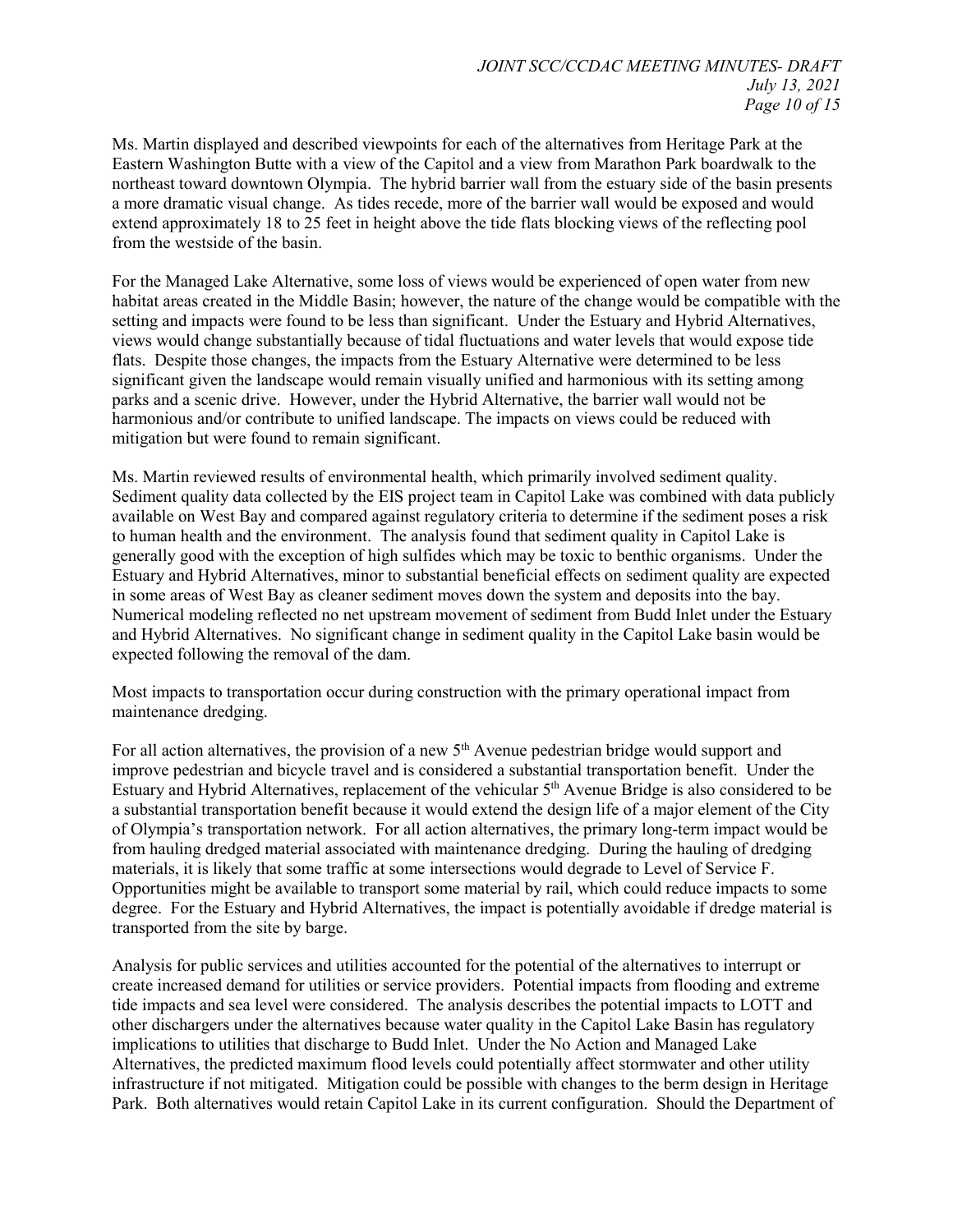Ms. Martin displayed and described viewpoints for each of the alternatives from Heritage Park at the Eastern Washington Butte with a view of the Capitol and a view from Marathon Park boardwalk to the northeast toward downtown Olympia. The hybrid barrier wall from the estuary side of the basin presents a more dramatic visual change. As tides recede, more of the barrier wall would be exposed and would extend approximately 18 to 25 feet in height above the tide flats blocking views of the reflecting pool from the westside of the basin.

For the Managed Lake Alternative, some loss of views would be experienced of open water from new habitat areas created in the Middle Basin; however, the nature of the change would be compatible with the setting and impacts were found to be less than significant. Under the Estuary and Hybrid Alternatives, views would change substantially because of tidal fluctuations and water levels that would expose tide flats. Despite those changes, the impacts from the Estuary Alternative were determined to be less significant given the landscape would remain visually unified and harmonious with its setting among parks and a scenic drive. However, under the Hybrid Alternative, the barrier wall would not be harmonious and/or contribute to unified landscape. The impacts on views could be reduced with mitigation but were found to remain significant.

Ms. Martin reviewed results of environmental health, which primarily involved sediment quality. Sediment quality data collected by the EIS project team in Capitol Lake was combined with data publicly available on West Bay and compared against regulatory criteria to determine if the sediment poses a risk to human health and the environment. The analysis found that sediment quality in Capitol Lake is generally good with the exception of high sulfides which may be toxic to benthic organisms. Under the Estuary and Hybrid Alternatives, minor to substantial beneficial effects on sediment quality are expected in some areas of West Bay as cleaner sediment moves down the system and deposits into the bay. Numerical modeling reflected no net upstream movement of sediment from Budd Inlet under the Estuary and Hybrid Alternatives. No significant change in sediment quality in the Capitol Lake basin would be expected following the removal of the dam.

Most impacts to transportation occur during construction with the primary operational impact from maintenance dredging.

For all action alternatives, the provision of a new 5th Avenue pedestrian bridge would support and improve pedestrian and bicycle travel and is considered a substantial transportation benefit. Under the Estuary and Hybrid Alternatives, replacement of the vehicular 5th Avenue Bridge is also considered to be a substantial transportation benefit because it would extend the design life of a major element of the City of Olympia's transportation network. For all action alternatives, the primary long-term impact would be from hauling dredged material associated with maintenance dredging. During the hauling of dredging materials, it is likely that some traffic at some intersections would degrade to Level of Service F. Opportunities might be available to transport some material by rail, which could reduce impacts to some degree. For the Estuary and Hybrid Alternatives, the impact is potentially avoidable if dredge material is transported from the site by barge.

Analysis for public services and utilities accounted for the potential of the alternatives to interrupt or create increased demand for utilities or service providers. Potential impacts from flooding and extreme tide impacts and sea level were considered. The analysis describes the potential impacts to LOTT and other dischargers under the alternatives because water quality in the Capitol Lake Basin has regulatory implications to utilities that discharge to Budd Inlet. Under the No Action and Managed Lake Alternatives, the predicted maximum flood levels could potentially affect stormwater and other utility infrastructure if not mitigated. Mitigation could be possible with changes to the berm design in Heritage Park. Both alternatives would retain Capitol Lake in its current configuration. Should the Department of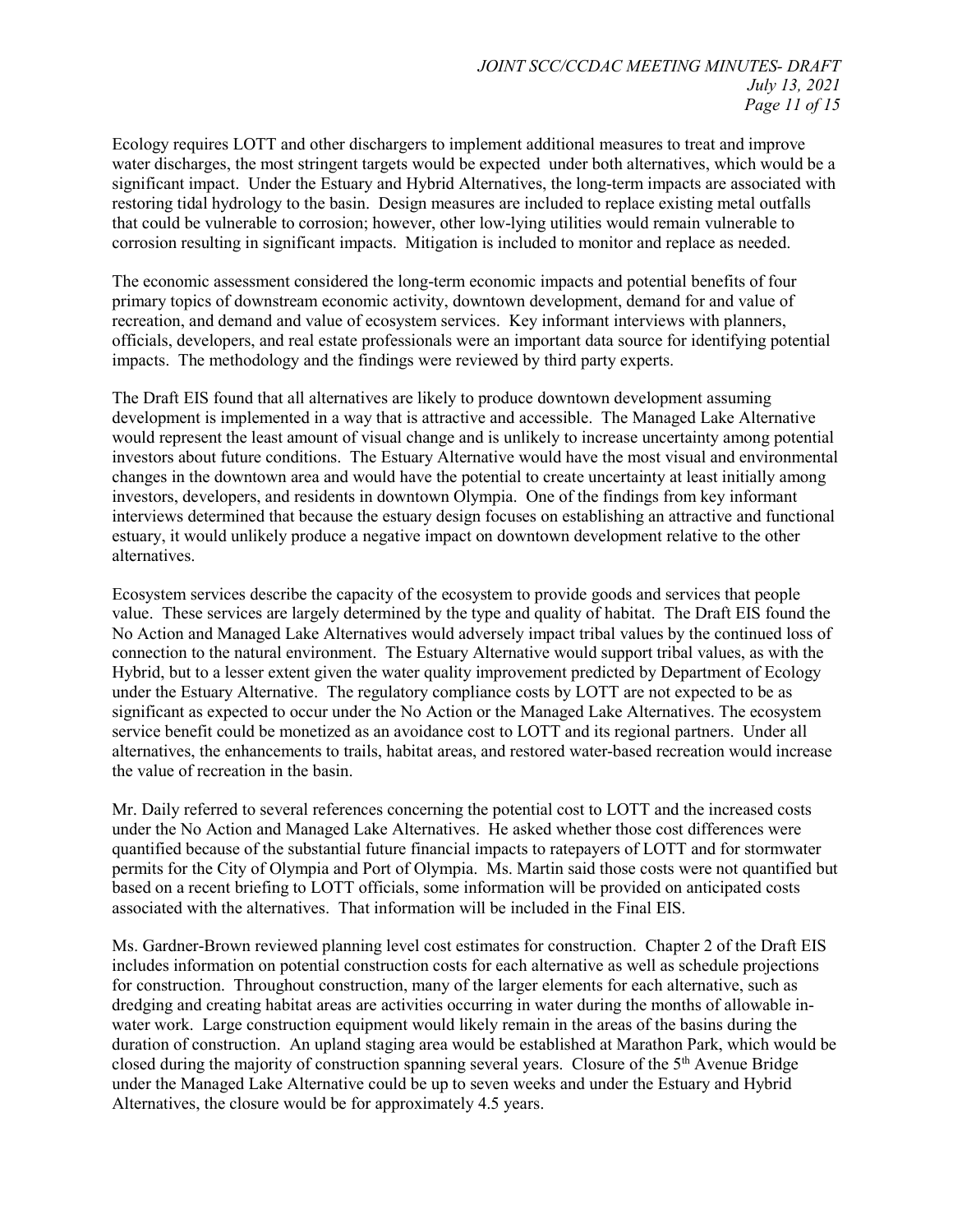Ecology requires LOTT and other dischargers to implement additional measures to treat and improve water discharges, the most stringent targets would be expected under both alternatives, which would be a significant impact. Under the Estuary and Hybrid Alternatives, the long-term impacts are associated with restoring tidal hydrology to the basin. Design measures are included to replace existing metal outfalls that could be vulnerable to corrosion; however, other low-lying utilities would remain vulnerable to corrosion resulting in significant impacts. Mitigation is included to monitor and replace as needed.

The economic assessment considered the long-term economic impacts and potential benefits of four primary topics of downstream economic activity, downtown development, demand for and value of recreation, and demand and value of ecosystem services. Key informant interviews with planners, officials, developers, and real estate professionals were an important data source for identifying potential impacts. The methodology and the findings were reviewed by third party experts.

The Draft EIS found that all alternatives are likely to produce downtown development assuming development is implemented in a way that is attractive and accessible. The Managed Lake Alternative would represent the least amount of visual change and is unlikely to increase uncertainty among potential investors about future conditions. The Estuary Alternative would have the most visual and environmental changes in the downtown area and would have the potential to create uncertainty at least initially among investors, developers, and residents in downtown Olympia. One of the findings from key informant interviews determined that because the estuary design focuses on establishing an attractive and functional estuary, it would unlikely produce a negative impact on downtown development relative to the other alternatives.

Ecosystem services describe the capacity of the ecosystem to provide goods and services that people value. These services are largely determined by the type and quality of habitat. The Draft EIS found the No Action and Managed Lake Alternatives would adversely impact tribal values by the continued loss of connection to the natural environment. The Estuary Alternative would support tribal values, as with the Hybrid, but to a lesser extent given the water quality improvement predicted by Department of Ecology under the Estuary Alternative. The regulatory compliance costs by LOTT are not expected to be as significant as expected to occur under the No Action or the Managed Lake Alternatives. The ecosystem service benefit could be monetized as an avoidance cost to LOTT and its regional partners. Under all alternatives, the enhancements to trails, habitat areas, and restored water-based recreation would increase the value of recreation in the basin.

Mr. Daily referred to several references concerning the potential cost to LOTT and the increased costs under the No Action and Managed Lake Alternatives. He asked whether those cost differences were quantified because of the substantial future financial impacts to ratepayers of LOTT and for stormwater permits for the City of Olympia and Port of Olympia. Ms. Martin said those costs were not quantified but based on a recent briefing to LOTT officials, some information will be provided on anticipated costs associated with the alternatives. That information will be included in the Final EIS.

Ms. Gardner-Brown reviewed planning level cost estimates for construction. Chapter 2 of the Draft EIS includes information on potential construction costs for each alternative as well as schedule projections for construction. Throughout construction, many of the larger elements for each alternative, such as dredging and creating habitat areas are activities occurring in water during the months of allowable in-water work. Large construction equipment would likely remain in the areas of the basins during the duration of construction. An upland staging area would be established at Marathon Park, which would be closed during the majority of construction spanning several years. Closure of the 5th Avenue Bridge under the Managed Lake Alternative could be up to seven weeks and under the Estuary and Hybrid Alternatives, the closure would be for approximately 4.5 years.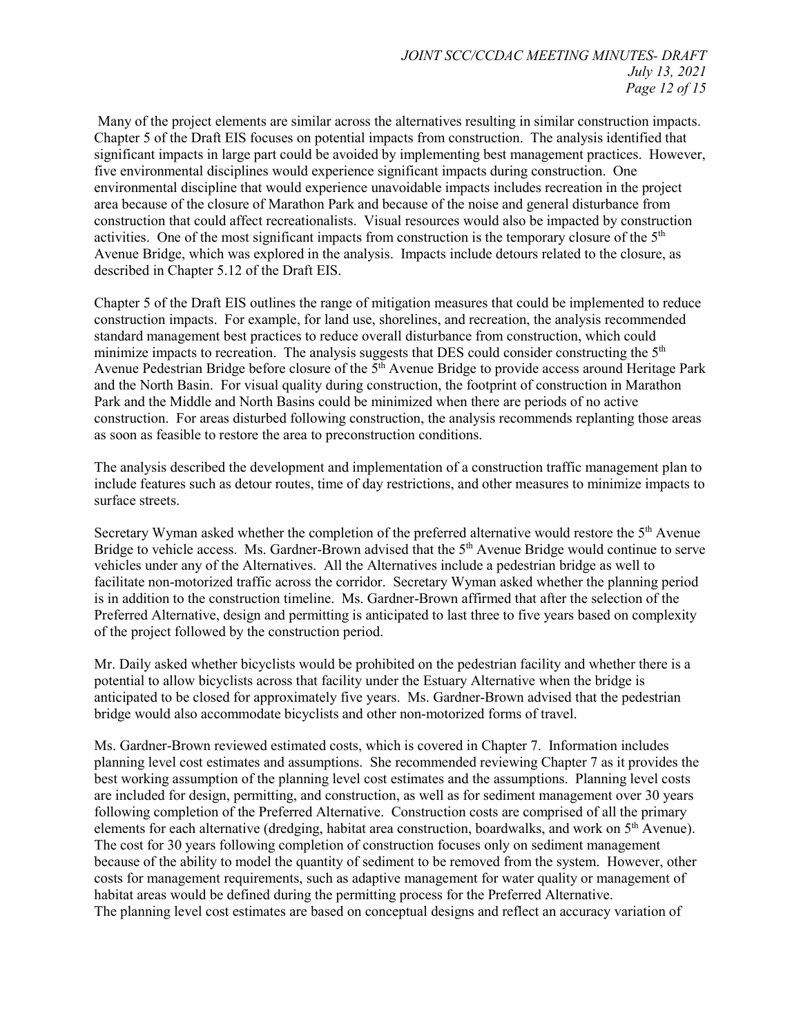Many of the project elements are similar across the alternatives resulting in similar construction impacts. Chapter 5 of the Draft EIS focuses on potential impacts from construction. The analysis identified that significant impacts in large part could be avoided by implementing best management practices. However, five environmental disciplines would experience significant impacts during construction. One environmental discipline that would experience unavoidable impacts includes recreation in the project area because of the closure of Marathon Park and because of the noise and general disturbance from construction that could affect recreationalists. Visual resources would also be impacted by construction activities. One of the most significant impacts from construction is the temporary closure of the 5th Avenue Bridge, which was explored in the analysis. Impacts include detours related to the closure, as described in Chapter 5.12 of the Draft EIS.

Chapter 5 of the Draft EIS outlines the range of mitigation measures that could be implemented to reduce construction impacts. For example, for land use, shorelines, and recreation, the analysis recommended standard management best practices to reduce overall disturbance from construction, which could minimize impacts to recreation. The analysis suggests that DES could consider constructing the 5th Avenue Pedestrian Bridge before closure of the 5th Avenue Bridge to provide access around Heritage Park and the North Basin. For visual quality during construction, the footprint of construction in Marathon Park and the Middle and North Basins could be minimized when there are periods of no active construction. For areas disturbed following construction, the analysis recommends replanting those areas as soon as feasible to restore the area to preconstruction conditions.

The analysis described the development and implementation of a construction traffic management plan to include features such as detour routes, time of day restrictions, and other measures to minimize impacts to surface streets.

Secretary Wyman asked whether the completion of the preferred alternative would restore the 5th Avenue Bridge to vehicle access. Ms. Gardner-Brown advised that the 5th Avenue Bridge would continue to serve vehicles under any of the Alternatives. All the Alternatives include a pedestrian bridge as well to facilitate non-motorized traffic across the corridor. Secretary Wyman asked whether the planning period is in addition to the construction timeline. Ms. Gardner-Brown affirmed that after the selection of the Preferred Alternative, design and permitting is anticipated to last three to five years based on complexity of the project followed by the construction period.

Mr. Daily asked whether bicyclists would be prohibited on the pedestrian facility and whether there is a potential to allow bicyclists across that facility under the Estuary Alternative when the bridge is anticipated to be closed for approximately five years. Ms. Gardner-Brown advised that the pedestrian bridge would also accommodate bicyclists and other non-motorized forms of travel.

Ms. Gardner-Brown reviewed estimated costs, which is covered in Chapter 7. Information includes planning level cost estimates and assumptions. She recommended reviewing Chapter 7 as it provides the best working assumption of the planning level cost estimates and the assumptions. Planning level costs are included for design, permitting, and construction, as well as for sediment management over 30 years following completion of the Preferred Alternative. Construction costs are comprised of all the primary elements for each alternative (dredging, habitat area construction, boardwalks, and work on 5th Avenue). The cost for 30 years following completion of construction focuses only on sediment management because of the ability to model the quantity of sediment to be removed from the system. However, other costs for management requirements, such as adaptive management for water quality or management of habitat areas would be defined during the permitting process for the Preferred Alternative.
The planning level cost estimates are based on conceptual designs and reflect an accuracy variation of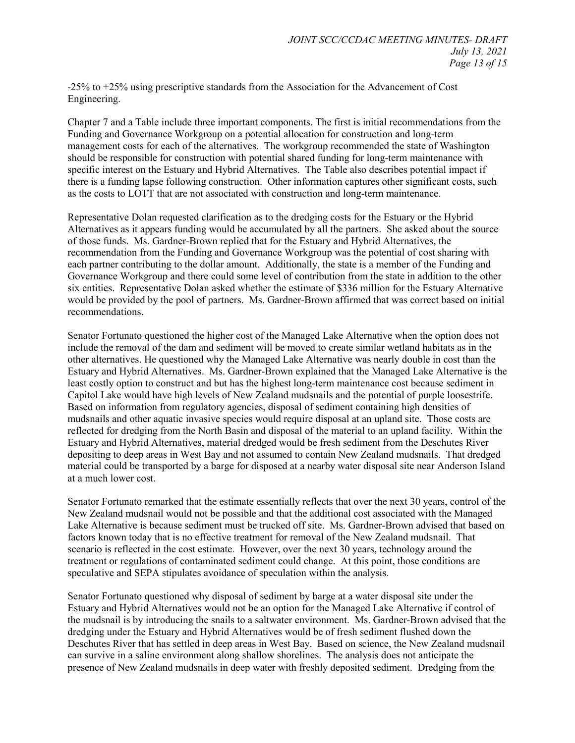-25% to +25% using prescriptive standards from the Association for the Advancement of Cost Engineering.

Chapter 7 and a Table include three important components. The first is initial recommendations from the Funding and Governance Workgroup on a potential allocation for construction and long-term management costs for each of the alternatives. The workgroup recommended the state of Washington should be responsible for construction with potential shared funding for long-term maintenance with specific interest on the Estuary and Hybrid Alternatives. The Table also describes potential impact if there is a funding lapse following construction. Other information captures other significant costs, such as the costs to LOTT that are not associated with construction and long-term maintenance.

Representative Dolan requested clarification as to the dredging costs for the Estuary or the Hybrid Alternatives as it appears funding would be accumulated by all the partners. She asked about the source of those funds. Ms. Gardner-Brown replied that for the Estuary and Hybrid Alternatives, the recommendation from the Funding and Governance Workgroup was the potential of cost sharing with each partner contributing to the dollar amount. Additionally, the state is a member of the Funding and Governance Workgroup and there could some level of contribution from the state in addition to the other six entities. Representative Dolan asked whether the estimate of $336 million for the Estuary Alternative would be provided by the pool of partners. Ms. Gardner-Brown affirmed that was correct based on initial recommendations.

Senator Fortunato questioned the higher cost of the Managed Lake Alternative when the option does not include the removal of the dam and sediment will be moved to create similar wetland habitats as in the other alternatives. He questioned why the Managed Lake Alternative was nearly double in cost than the Estuary and Hybrid Alternatives. Ms. Gardner-Brown explained that the Managed Lake Alternative is the least costly option to construct and but has the highest long-term maintenance cost because sediment in Capitol Lake would have high levels of New Zealand mudsnails and the potential of purple loosestrife. Based on information from regulatory agencies, disposal of sediment containing high densities of mudsnails and other aquatic invasive species would require disposal at an upland site. Those costs are reflected for dredging from the North Basin and disposal of the material to an upland facility. Within the Estuary and Hybrid Alternatives, material dredged would be fresh sediment from the Deschutes River depositing to deep areas in West Bay and not assumed to contain New Zealand mudsnails. That dredged material could be transported by a barge for disposed at a nearby water disposal site near Anderson Island at a much lower cost.

Senator Fortunato remarked that the estimate essentially reflects that over the next 30 years, control of the New Zealand mudsnail would not be possible and that the additional cost associated with the Managed Lake Alternative is because sediment must be trucked off site. Ms. Gardner-Brown advised that based on factors known today that is no effective treatment for removal of the New Zealand mudsnail. That scenario is reflected in the cost estimate. However, over the next 30 years, technology around the treatment or regulations of contaminated sediment could change. At this point, those conditions are speculative and SEPA stipulates avoidance of speculation within the analysis.

Senator Fortunato questioned why disposal of sediment by barge at a water disposal site under the Estuary and Hybrid Alternatives would not be an option for the Managed Lake Alternative if control of the mudsnail is by introducing the snails to a saltwater environment. Ms. Gardner-Brown advised that the dredging under the Estuary and Hybrid Alternatives would be of fresh sediment flushed down the Deschutes River that has settled in deep areas in West Bay. Based on science, the New Zealand mudsnail can survive in a saline environment along shallow shorelines. The analysis does not anticipate the presence of New Zealand mudsnails in deep water with freshly deposited sediment. Dredging from the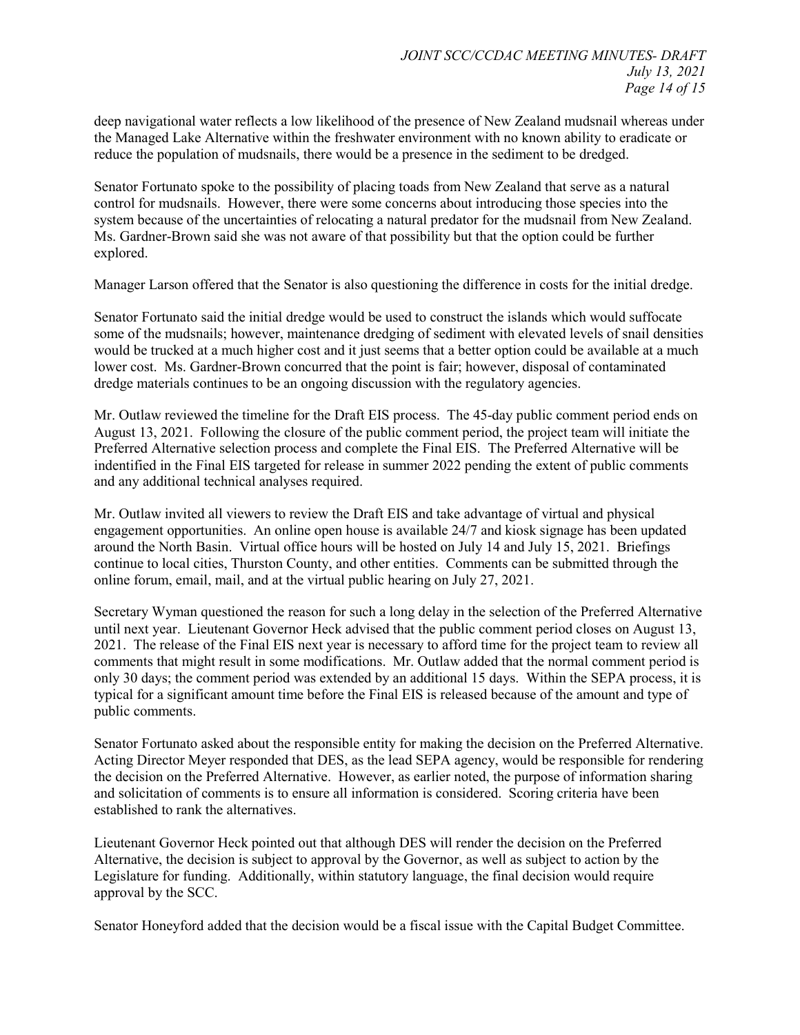deep navigational water reflects a low likelihood of the presence of New Zealand mudsnail whereas under the Managed Lake Alternative within the freshwater environment with no known ability to eradicate or reduce the population of mudsnails, there would be a presence in the sediment to be dredged.

Senator Fortunato spoke to the possibility of placing toads from New Zealand that serve as a natural control for mudsnails. However, there were some concerns about introducing those species into the system because of the uncertainties of relocating a natural predator for the mudsnail from New Zealand. Ms. Gardner-Brown said she was not aware of that possibility but that the option could be further explored.

Manager Larson offered that the Senator is also questioning the difference in costs for the initial dredge.

Senator Fortunato said the initial dredge would be used to construct the islands which would suffocate some of the mudsnails; however, maintenance dredging of sediment with elevated levels of snail densities would be trucked at a much higher cost and it just seems that a better option could be available at a much lower cost. Ms. Gardner-Brown concurred that the point is fair; however, disposal of contaminated dredge materials continues to be an ongoing discussion with the regulatory agencies.

Mr. Outlaw reviewed the timeline for the Draft EIS process. The 45-day public comment period ends on August 13, 2021. Following the closure of the public comment period, the project team will initiate the Preferred Alternative selection process and complete the Final EIS. The Preferred Alternative will be indentified in the Final EIS targeted for release in summer 2022 pending the extent of public comments and any additional technical analyses required.

Mr. Outlaw invited all viewers to review the Draft EIS and take advantage of virtual and physical engagement opportunities. An online open house is available 24/7 and kiosk signage has been updated around the North Basin. Virtual office hours will be hosted on July 14 and July 15, 2021. Briefings continue to local cities, Thurston County, and other entities. Comments can be submitted through the online forum, email, mail, and at the virtual public hearing on July 27, 2021.

Secretary Wyman questioned the reason for such a long delay in the selection of the Preferred Alternative until next year. Lieutenant Governor Heck advised that the public comment period closes on August 13, 2021. The release of the Final EIS next year is necessary to afford time for the project team to review all comments that might result in some modifications. Mr. Outlaw added that the normal comment period is only 30 days; the comment period was extended by an additional 15 days. Within the SEPA process, it is typical for a significant amount time before the Final EIS is released because of the amount and type of public comments.

Senator Fortunato asked about the responsible entity for making the decision on the Preferred Alternative. Acting Director Meyer responded that DES, as the lead SEPA agency, would be responsible for rendering the decision on the Preferred Alternative. However, as earlier noted, the purpose of information sharing and solicitation of comments is to ensure all information is considered. Scoring criteria have been established to rank the alternatives.

Lieutenant Governor Heck pointed out that although DES will render the decision on the Preferred Alternative, the decision is subject to approval by the Governor, as well as subject to action by the Legislature for funding. Additionally, within statutory language, the final decision would require approval by the SCC.

Senator Honeyford added that the decision would be a fiscal issue with the Capital Budget Committee.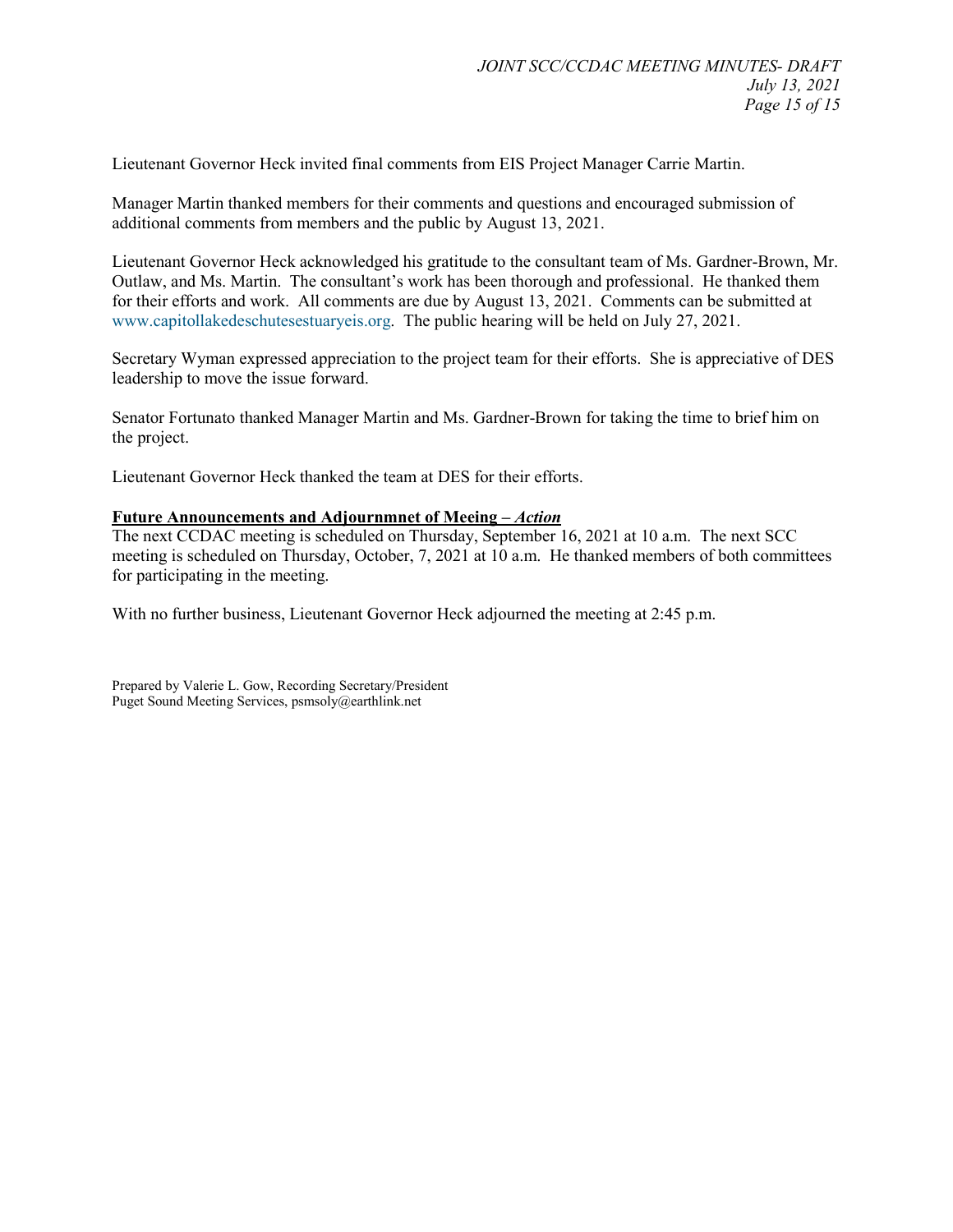Lieutenant Governor Heck invited final comments from EIS Project Manager Carrie Martin.

Manager Martin thanked members for their comments and questions and encouraged submission of additional comments from members and the public by August 13, 2021.

Lieutenant Governor Heck acknowledged his gratitude to the consultant team of Ms. Gardner-Brown, Mr. Outlaw, and Ms. Martin. The consultant's work has been thorough and professional. He thanked them for their efforts and work. All comments are due by August 13, 2021. Comments can be submitted at www.capitollakedeschutesestuaryeis.org. The public hearing will be held on July 27, 2021.

Secretary Wyman expressed appreciation to the project team for their efforts. She is appreciative of DES leadership to move the issue forward.

Senator Fortunato thanked Manager Martin and Ms. Gardner-Brown for taking the time to brief him on the project.

Lieutenant Governor Heck thanked the team at DES for their efforts.

**Future Announcements and Adjournmnet of Meeing – *Action***

The next CCDAC meeting is scheduled on Thursday, September 16, 2021 at 10 a.m. The next SCC meeting is scheduled on Thursday, October, 7, 2021 at 10 a.m. He thanked members of both committees for participating in the meeting.

With no further business, Lieutenant Governor Heck adjourned the meeting at 2:45 p.m.

Prepared by Valerie L. Gow, Recording Secretary/President
Puget Sound Meeting Services, psmsoly@earthlink.net